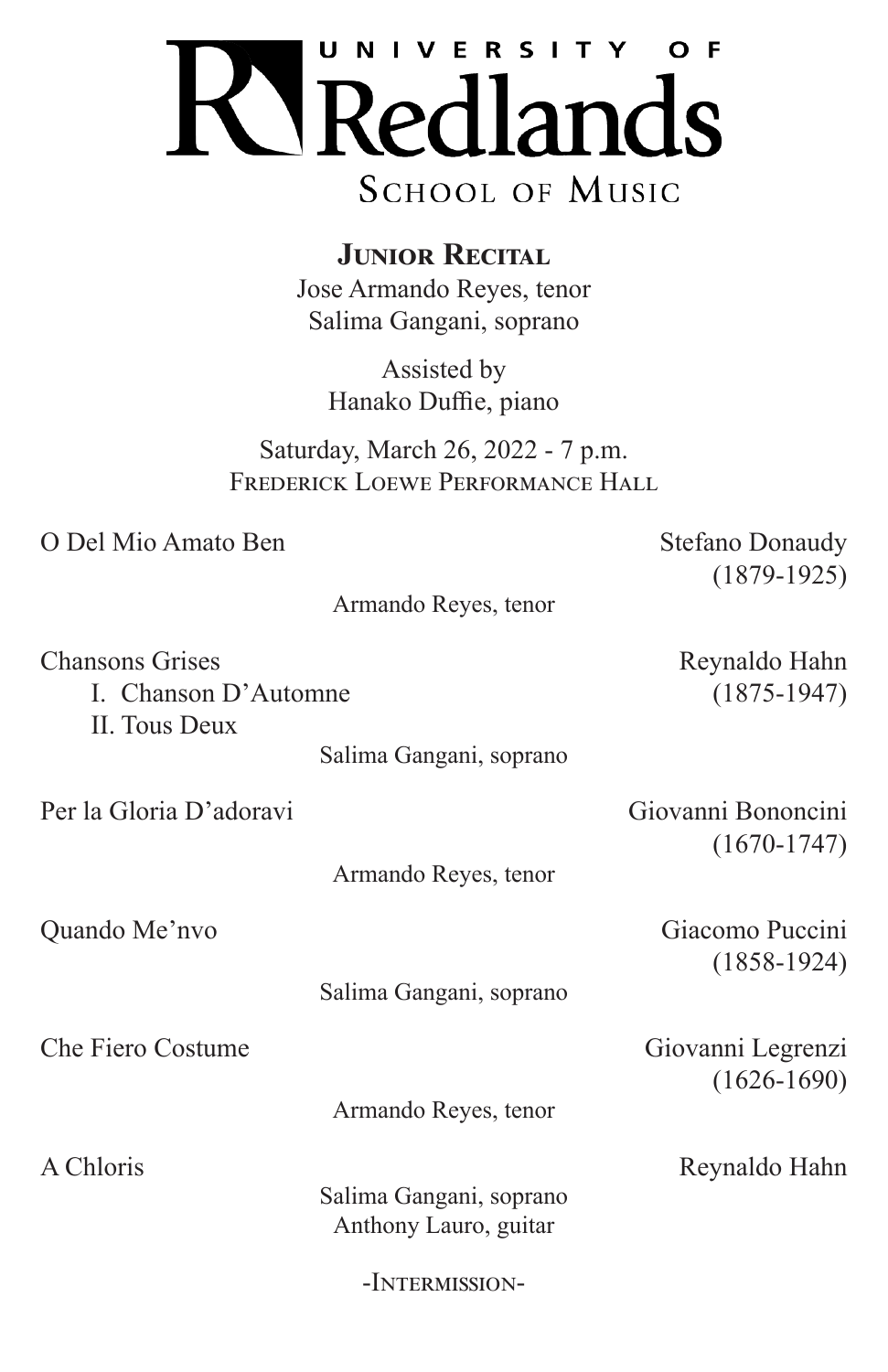# UNIVERSITY OF Redlands

## SCHOOL OF MUSIC

### Junior Recital

Jose Armando Reyes, tenor
Salima Gangani, soprano

Assisted by
Hanako Duffie, piano

Saturday, March 26, 2022 - 7 p.m.
Frederick Loewe Performance Hall

O Del Mio Amato Ben — Stefano Donaudy (1879-1925)

Armando Reyes, tenor

Chansons Grises — Reynaldo Hahn (1875-1947)

I. Chanson D'Automne
II. Tous Deux

Salima Gangani, soprano

Per la Gloria D'adoravi — Giovanni Bononcini (1670-1747)

Armando Reyes, tenor

Quando Me'nvo — Giacomo Puccini (1858-1924)

Salima Gangani, soprano

Che Fiero Costume — Giovanni Legrenzi (1626-1690)

Armando Reyes, tenor

A Chloris — Reynaldo Hahn

Salima Gangani, soprano
Anthony Lauro, guitar

-Intermission-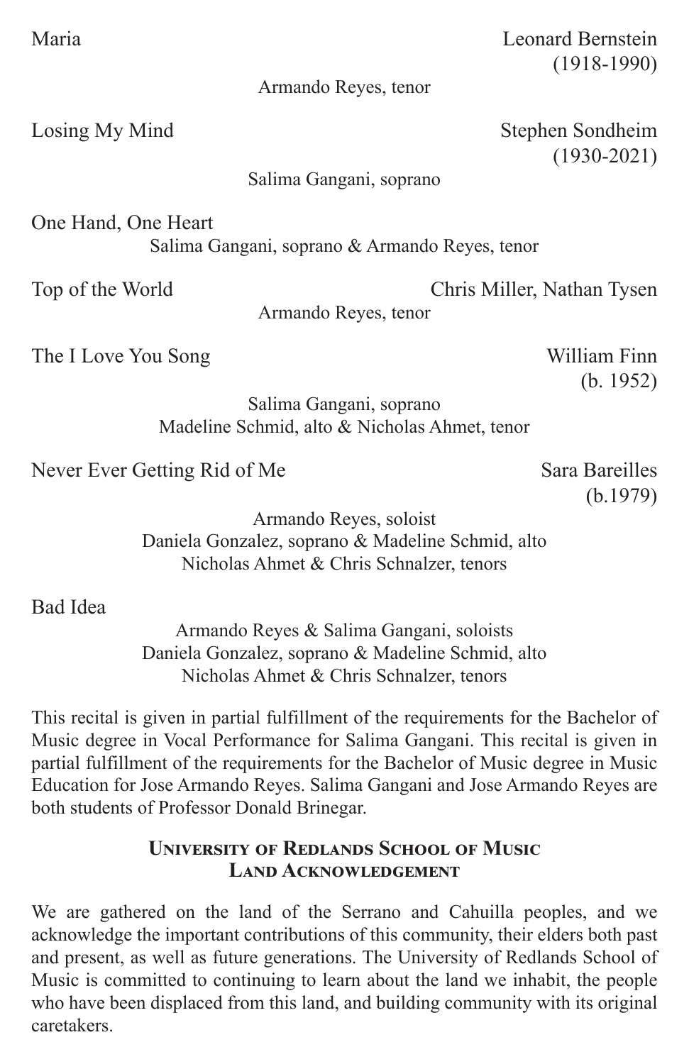Maria Leonard Bernstein
(1918-1990)

Armando Reyes, tenor

Losing My Mind Stephen Sondheim
(1930-2021)

Salima Gangani, soprano

One Hand, One Heart

Salima Gangani, soprano & Armando Reyes, tenor

Top of the World Chris Miller, Nathan Tysen

Armando Reyes, tenor

The I Love You Song William Finn
(b. 1952)

Salima Gangani, soprano
Madeline Schmid, alto & Nicholas Ahmet, tenor

Never Ever Getting Rid of Me Sara Bareilles
(b.1979)

Armando Reyes, soloist
Daniela Gonzalez, soprano & Madeline Schmid, alto
Nicholas Ahmet & Chris Schnalzer, tenors

Bad Idea

Armando Reyes & Salima Gangani, soloists
Daniela Gonzalez, soprano & Madeline Schmid, alto
Nicholas Ahmet & Chris Schnalzer, tenors

This recital is given in partial fulfillment of the requirements for the Bachelor of Music degree in Vocal Performance for Salima Gangani. This recital is given in partial fulfillment of the requirements for the Bachelor of Music degree in Music Education for Jose Armando Reyes. Salima Gangani and Jose Armando Reyes are both students of Professor Donald Brinegar.

## University of Redlands School of Music
## Land Acknowledgement

We are gathered on the land of the Serrano and Cahuilla peoples, and we acknowledge the important contributions of this community, their elders both past and present, as well as future generations. The University of Redlands School of Music is committed to continuing to learn about the land we inhabit, the people who have been displaced from this land, and building community with its original caretakers.